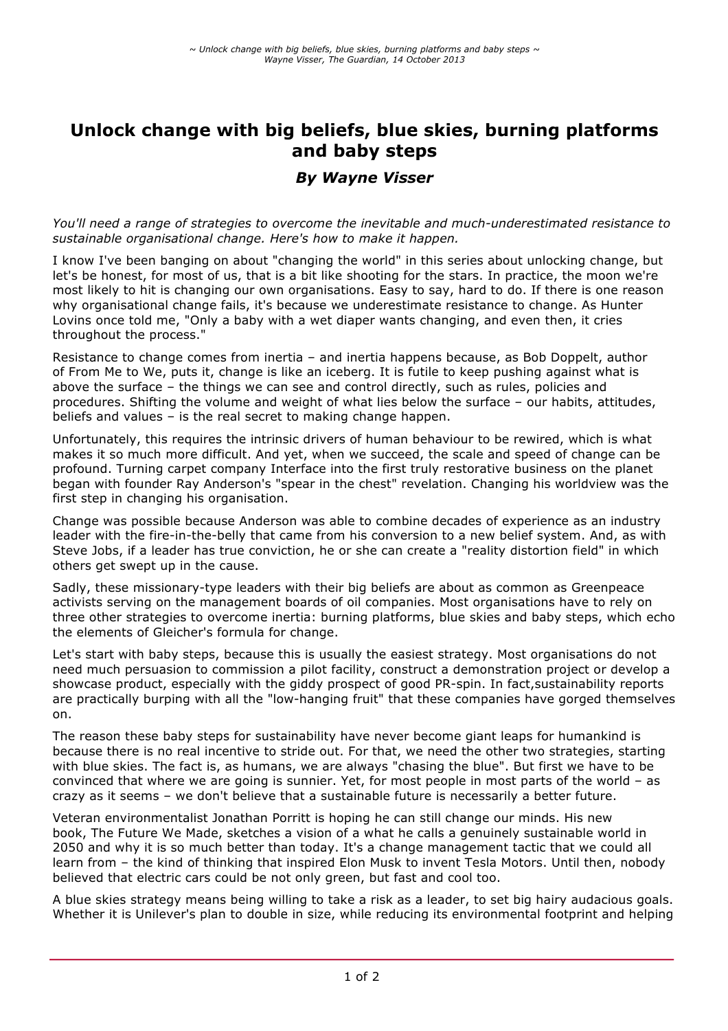# Unlock change with big beliefs, blue skies, burning platforms and baby steps

### *By Wayne Visser*

*You'll need a range of strategies to overcome the inevitable and much-underestimated resistance to sustainable organisational change. Here's how to make it happen.*

I know I've been banging on about "changing the world" in this series about unlocking change, but let's be honest, for most of us, that is a bit like shooting for the stars. In practice, the moon we're most likely to hit is changing our own organisations. Easy to say, hard to do. If there is one reason why organisational change fails, it's because we underestimate resistance to change. As Hunter Lovins once told me, "Only a baby with a wet diaper wants changing, and even then, it cries throughout the process."

Resistance to change comes from inertia – and inertia happens because, as Bob Doppelt, author of From Me to We, puts it, change is like an iceberg. It is futile to keep pushing against what is above the surface – the things we can see and control directly, such as rules, policies and procedures. Shifting the volume and weight of what lies below the surface – our habits, attitudes, beliefs and values – is the real secret to making change happen.

Unfortunately, this requires the intrinsic drivers of human behaviour to be rewired, which is what makes it so much more difficult. And yet, when we succeed, the scale and speed of change can be profound. Turning carpet company Interface into the first truly restorative business on the planet began with founder Ray Anderson's "spear in the chest" revelation. Changing his worldview was the first step in changing his organisation.

Change was possible because Anderson was able to combine decades of experience as an industry leader with the fire-in-the-belly that came from his conversion to a new belief system. And, as with Steve Jobs, if a leader has true conviction, he or she can create a "reality distortion field" in which others get swept up in the cause.

Sadly, these missionary-type leaders with their big beliefs are about as common as Greenpeace activists serving on the management boards of oil companies. Most organisations have to rely on three other strategies to overcome inertia: burning platforms, blue skies and baby steps, which echo the elements of Gleicher's formula for change.

Let's start with baby steps, because this is usually the easiest strategy. Most organisations do not need much persuasion to commission a pilot facility, construct a demonstration project or develop a showcase product, especially with the giddy prospect of good PR-spin. In fact,sustainability reports are practically burping with all the "low-hanging fruit" that these companies have gorged themselves on.

The reason these baby steps for sustainability have never become giant leaps for humankind is because there is no real incentive to stride out. For that, we need the other two strategies, starting with blue skies. The fact is, as humans, we are always "chasing the blue". But first we have to be convinced that where we are going is sunnier. Yet, for most people in most parts of the world – as crazy as it seems – we don't believe that a sustainable future is necessarily a better future.

Veteran environmentalist Jonathan Porritt is hoping he can still change our minds. His new book, The Future We Made, sketches a vision of a what he calls a genuinely sustainable world in 2050 and why it is so much better than today. It's a change management tactic that we could all learn from – the kind of thinking that inspired Elon Musk to invent Tesla Motors. Until then, nobody believed that electric cars could be not only green, but fast and cool too.

A blue skies strategy means being willing to take a risk as a leader, to set big hairy audacious goals. Whether it is Unilever's plan to double in size, while reducing its environmental footprint and helping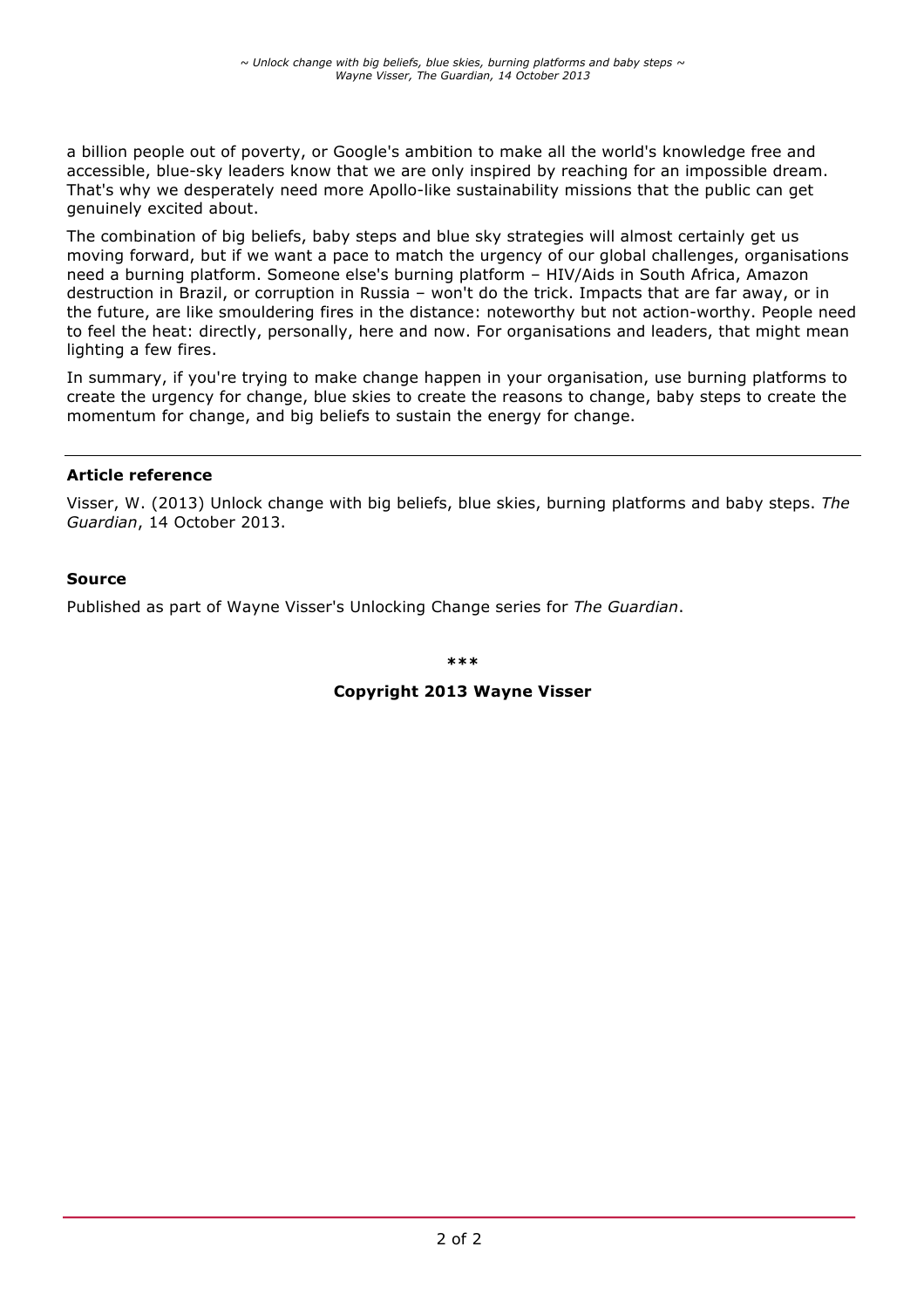a billion people out of poverty, or Google's ambition to make all the world's knowledge free and accessible, blue-sky leaders know that we are only inspired by reaching for an impossible dream. That's why we desperately need more Apollo-like sustainability missions that the public can get genuinely excited about.

The combination of big beliefs, baby steps and blue sky strategies will almost certainly get us moving forward, but if we want a pace to match the urgency of our global challenges, organisations need a burning platform. Someone else's burning platform – HIV/Aids in South Africa, Amazon destruction in Brazil, or corruption in Russia – won't do the trick. Impacts that are far away, or in the future, are like smouldering fires in the distance: noteworthy but not action-worthy. People need to feel the heat: directly, personally, here and now. For organisations and leaders, that might mean lighting a few fires.

In summary, if you're trying to make change happen in your organisation, use burning platforms to create the urgency for change, blue skies to create the reasons to change, baby steps to create the momentum for change, and big beliefs to sustain the energy for change.

---

**Article reference**

Visser, W. (2013) Unlock change with big beliefs, blue skies, burning platforms and baby steps. *The Guardian*, 14 October 2013.

**Source**

Published as part of Wayne Visser's Unlocking Change series for *The Guardian*.

***

**Copyright 2013 Wayne Visser**